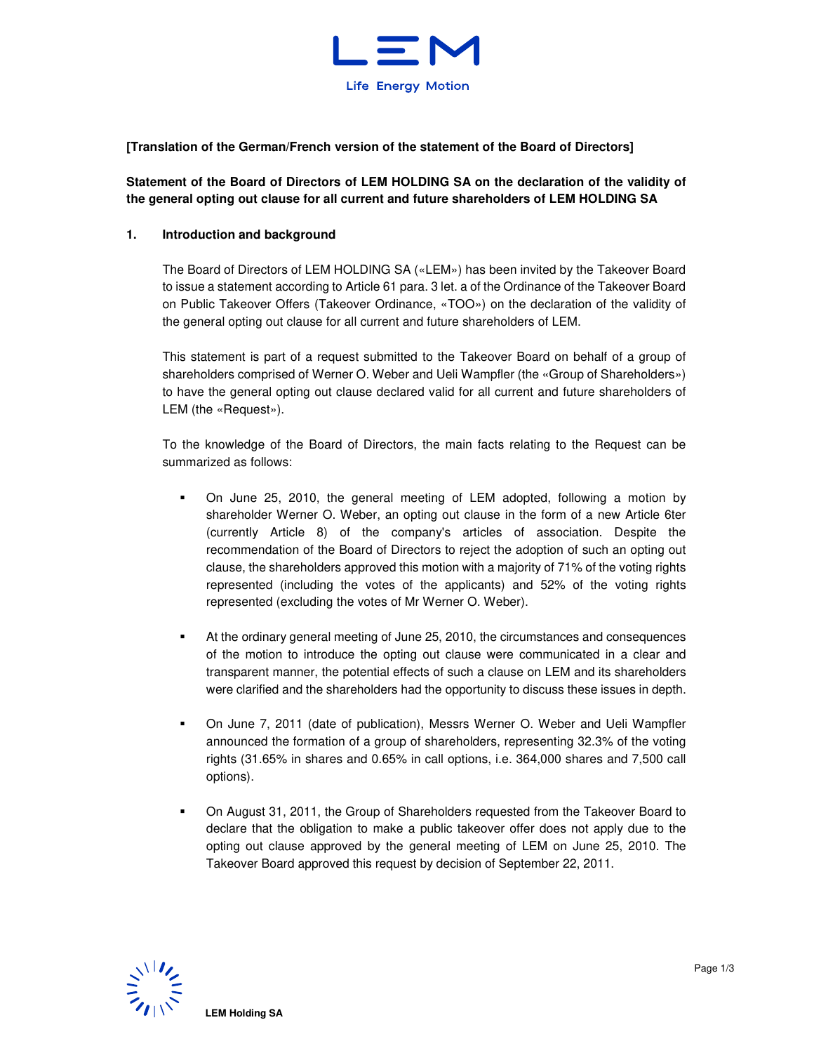**[Translation of the German/French version of the statement of the Board of Directors]**

**Statement of the Board of Directors of LEM HOLDING SA on the declaration of the validity of the general opting out clause for all current and future shareholders of LEM HOLDING SA**

## 1. Introduction and background

The Board of Directors of LEM HOLDING SA («LEM») has been invited by the Takeover Board to issue a statement according to Article 61 para. 3 let. a of the Ordinance of the Takeover Board on Public Takeover Offers (Takeover Ordinance, «TOO») on the declaration of the validity of the general opting out clause for all current and future shareholders of LEM.

This statement is part of a request submitted to the Takeover Board on behalf of a group of shareholders comprised of Werner O. Weber and Ueli Wampfler (the «Group of Shareholders») to have the general opting out clause declared valid for all current and future shareholders of LEM (the «Request»).

To the knowledge of the Board of Directors, the main facts relating to the Request can be summarized as follows:

- On June 25, 2010, the general meeting of LEM adopted, following a motion by shareholder Werner O. Weber, an opting out clause in the form of a new Article 6ter (currently Article 8) of the company's articles of association. Despite the recommendation of the Board of Directors to reject the adoption of such an opting out clause, the shareholders approved this motion with a majority of 71% of the voting rights represented (including the votes of the applicants) and 52% of the voting rights represented (excluding the votes of Mr Werner O. Weber).

- At the ordinary general meeting of June 25, 2010, the circumstances and consequences of the motion to introduce the opting out clause were communicated in a clear and transparent manner, the potential effects of such a clause on LEM and its shareholders were clarified and the shareholders had the opportunity to discuss these issues in depth.

- On June 7, 2011 (date of publication), Messrs Werner O. Weber and Ueli Wampfler announced the formation of a group of shareholders, representing 32.3% of the voting rights (31.65% in shares and 0.65% in call options, i.e. 364,000 shares and 7,500 call options).

- On August 31, 2011, the Group of Shareholders requested from the Takeover Board to declare that the obligation to make a public takeover offer does not apply due to the opting out clause approved by the general meeting of LEM on June 25, 2010. The Takeover Board approved this request by decision of September 22, 2011.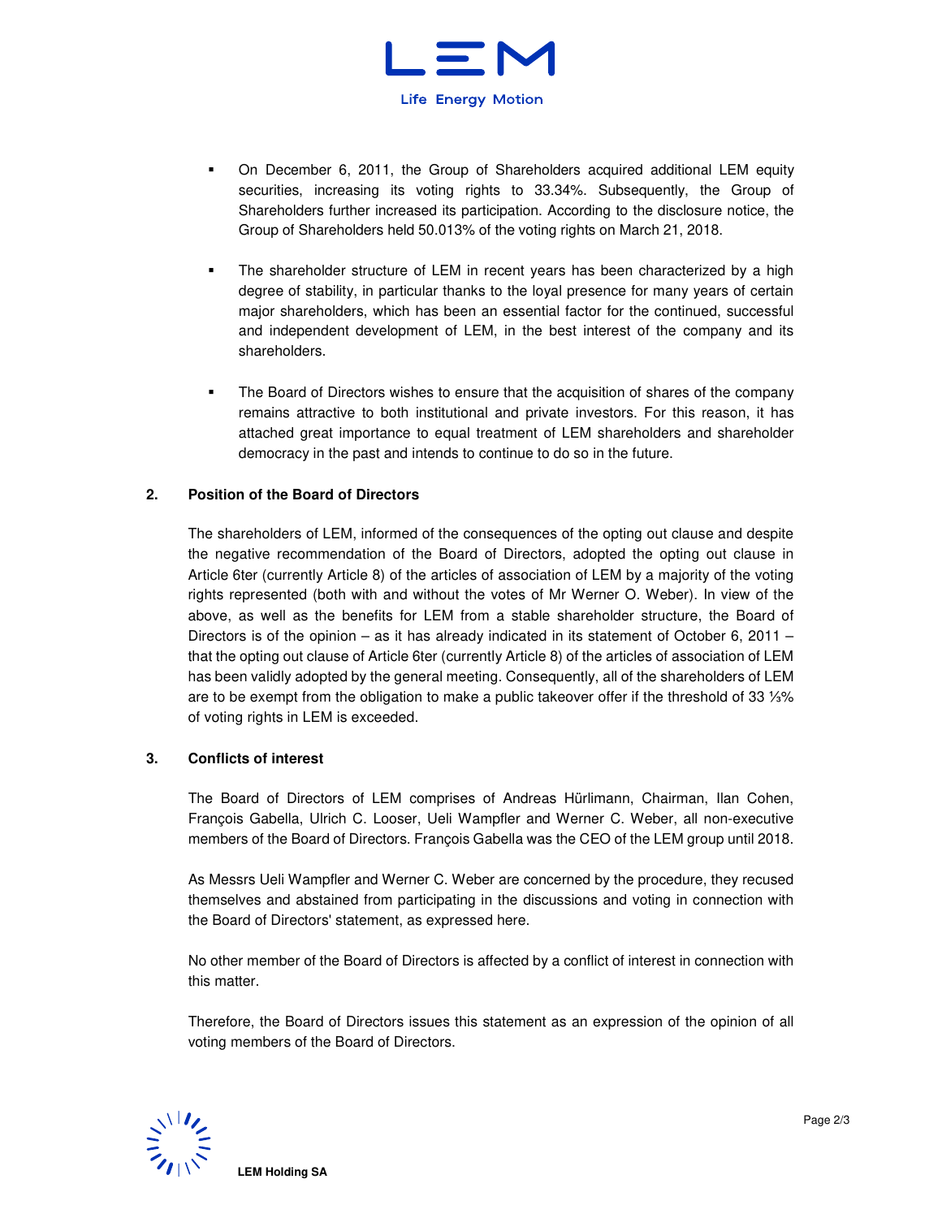- On December 6, 2011, the Group of Shareholders acquired additional LEM equity securities, increasing its voting rights to 33.34%. Subsequently, the Group of Shareholders further increased its participation. According to the disclosure notice, the Group of Shareholders held 50.013% of the voting rights on March 21, 2018.

- The shareholder structure of LEM in recent years has been characterized by a high degree of stability, in particular thanks to the loyal presence for many years of certain major shareholders, which has been an essential factor for the continued, successful and independent development of LEM, in the best interest of the company and its shareholders.

- The Board of Directors wishes to ensure that the acquisition of shares of the company remains attractive to both institutional and private investors. For this reason, it has attached great importance to equal treatment of LEM shareholders and shareholder democracy in the past and intends to continue to do so in the future.

## 2. Position of the Board of Directors

The shareholders of LEM, informed of the consequences of the opting out clause and despite the negative recommendation of the Board of Directors, adopted the opting out clause in Article 6ter (currently Article 8) of the articles of association of LEM by a majority of the voting rights represented (both with and without the votes of Mr Werner O. Weber). In view of the above, as well as the benefits for LEM from a stable shareholder structure, the Board of Directors is of the opinion – as it has already indicated in its statement of October 6, 2011 – that the opting out clause of Article 6ter (currently Article 8) of the articles of association of LEM has been validly adopted by the general meeting. Consequently, all of the shareholders of LEM are to be exempt from the obligation to make a public takeover offer if the threshold of 33 ⅓% of voting rights in LEM is exceeded.

## 3. Conflicts of interest

The Board of Directors of LEM comprises of Andreas Hürlimann, Chairman, Ilan Cohen, François Gabella, Ulrich C. Looser, Ueli Wampfler and Werner C. Weber, all non-executive members of the Board of Directors. François Gabella was the CEO of the LEM group until 2018.

As Messrs Ueli Wampfler and Werner C. Weber are concerned by the procedure, they recused themselves and abstained from participating in the discussions and voting in connection with the Board of Directors' statement, as expressed here.

No other member of the Board of Directors is affected by a conflict of interest in connection with this matter.

Therefore, the Board of Directors issues this statement as an expression of the opinion of all voting members of the Board of Directors.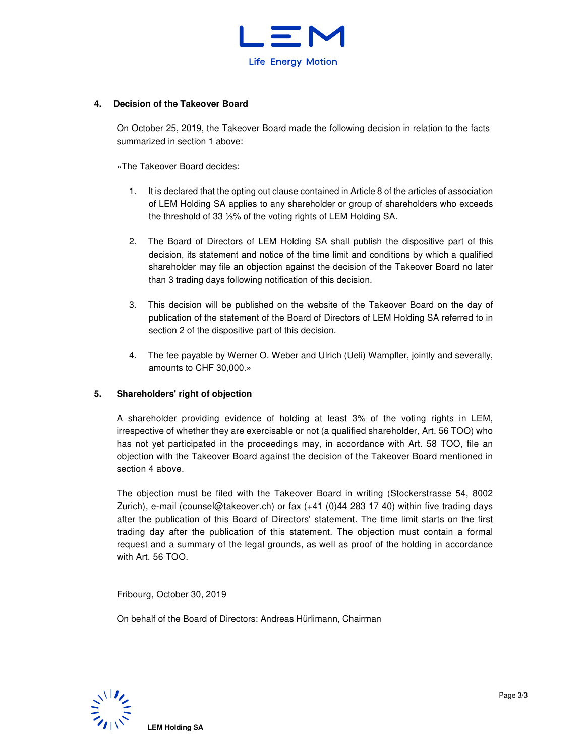## 4. Decision of the Takeover Board

On October 25, 2019, the Takeover Board made the following decision in relation to the facts summarized in section 1 above:

«The Takeover Board decides:

1. It is declared that the opting out clause contained in Article 8 of the articles of association of LEM Holding SA applies to any shareholder or group of shareholders who exceeds the threshold of 33 ⅓% of the voting rights of LEM Holding SA.

2. The Board of Directors of LEM Holding SA shall publish the dispositive part of this decision, its statement and notice of the time limit and conditions by which a qualified shareholder may file an objection against the decision of the Takeover Board no later than 3 trading days following notification of this decision.

3. This decision will be published on the website of the Takeover Board on the day of publication of the statement of the Board of Directors of LEM Holding SA referred to in section 2 of the dispositive part of this decision.

4. The fee payable by Werner O. Weber and Ulrich (Ueli) Wampfler, jointly and severally, amounts to CHF 30,000.»

## 5. Shareholders' right of objection

A shareholder providing evidence of holding at least 3% of the voting rights in LEM, irrespective of whether they are exercisable or not (a qualified shareholder, Art. 56 TOO) who has not yet participated in the proceedings may, in accordance with Art. 58 TOO, file an objection with the Takeover Board against the decision of the Takeover Board mentioned in section 4 above.

The objection must be filed with the Takeover Board in writing (Stockerstrasse 54, 8002 Zurich), e-mail (counsel@takeover.ch) or fax (+41 (0)44 283 17 40) within five trading days after the publication of this Board of Directors' statement. The time limit starts on the first trading day after the publication of this statement. The objection must contain a formal request and a summary of the legal grounds, as well as proof of the holding in accordance with Art. 56 TOO.

Fribourg, October 30, 2019

On behalf of the Board of Directors: Andreas Hürlimann, Chairman